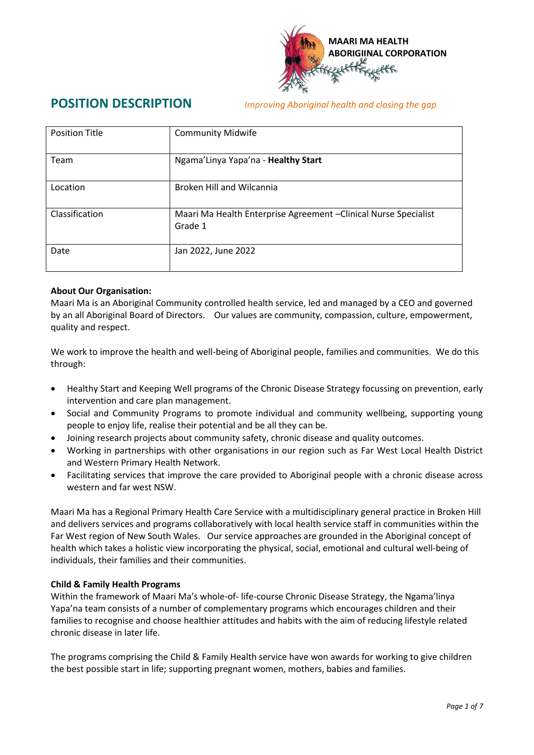MAARI MA HEALTH ABORIGIINAL CORPORATION

# POSITION DESCRIPTION

*Improving Aboriginal health and closing the gap*

| Position Title | Community Midwife |
|---|---|
| Team | Ngama'Linya Yapa'na - **Healthy Start** |
| Location | Broken Hill and Wilcannia |
| Classification | Maari Ma Health Enterprise Agreement –Clinical Nurse Specialist Grade 1 |
| Date | Jan 2022, June 2022 |

**About Our Organisation:**

Maari Ma is an Aboriginal Community controlled health service, led and managed by a CEO and governed by an all Aboriginal Board of Directors. Our values are community, compassion, culture, empowerment, quality and respect.

We work to improve the health and well-being of Aboriginal people, families and communities. We do this through:

- Healthy Start and Keeping Well programs of the Chronic Disease Strategy focussing on prevention, early intervention and care plan management.
- Social and Community Programs to promote individual and community wellbeing, supporting young people to enjoy life, realise their potential and be all they can be.
- Joining research projects about community safety, chronic disease and quality outcomes.
- Working in partnerships with other organisations in our region such as Far West Local Health District and Western Primary Health Network.
- Facilitating services that improve the care provided to Aboriginal people with a chronic disease across western and far west NSW.

Maari Ma has a Regional Primary Health Care Service with a multidisciplinary general practice in Broken Hill and delivers services and programs collaboratively with local health service staff in communities within the Far West region of New South Wales. Our service approaches are grounded in the Aboriginal concept of health which takes a holistic view incorporating the physical, social, emotional and cultural well-being of individuals, their families and their communities.

**Child & Family Health Programs**

Within the framework of Maari Ma's whole-of- life-course Chronic Disease Strategy, the Ngama'linya Yapa'na team consists of a number of complementary programs which encourages children and their families to recognise and choose healthier attitudes and habits with the aim of reducing lifestyle related chronic disease in later life.

The programs comprising the Child & Family Health service have won awards for working to give children the best possible start in life; supporting pregnant women, mothers, babies and families.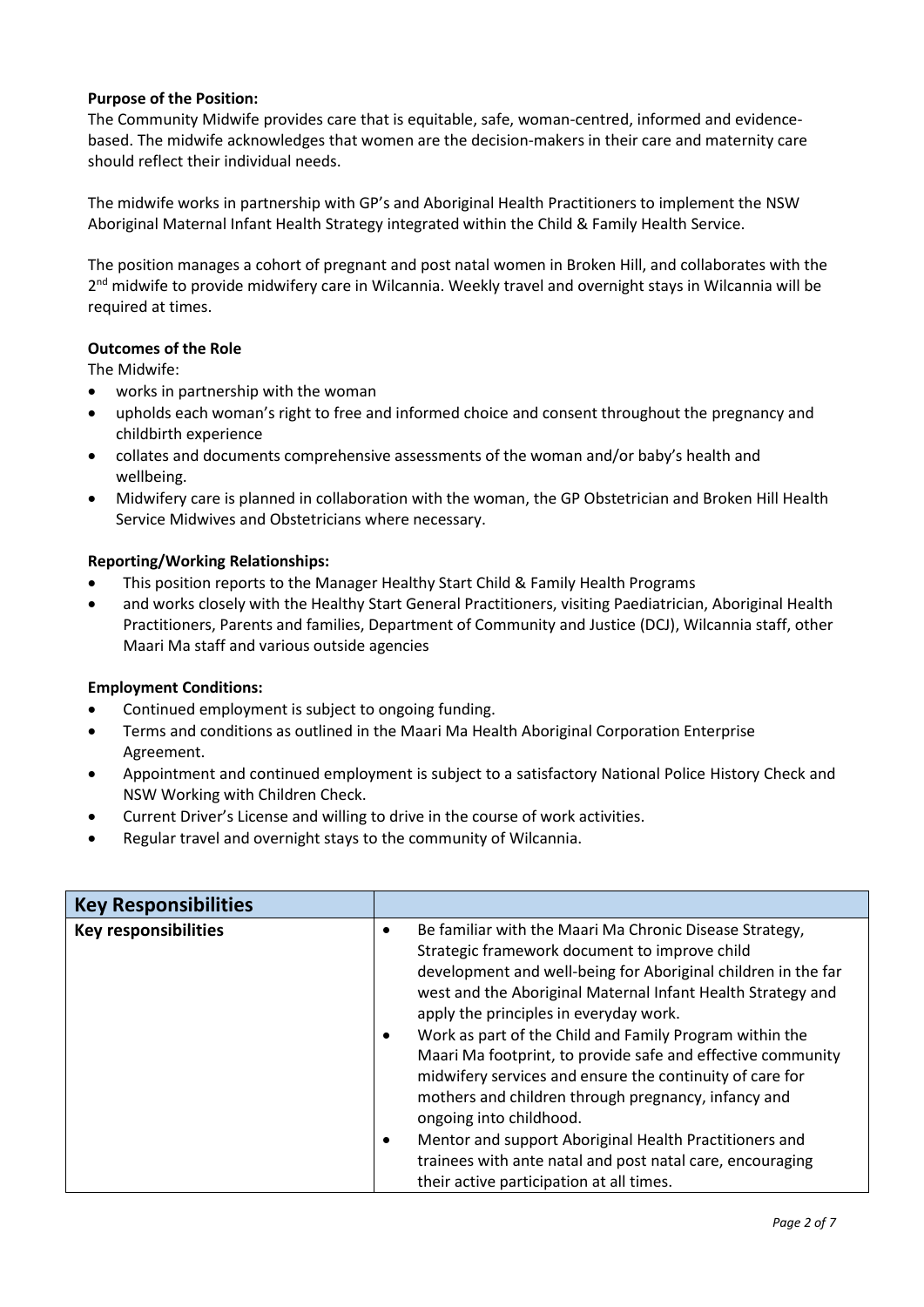**Purpose of the Position:**

The Community Midwife provides care that is equitable, safe, woman-centred, informed and evidence-based. The midwife acknowledges that women are the decision-makers in their care and maternity care should reflect their individual needs.

The midwife works in partnership with GP's and Aboriginal Health Practitioners to implement the NSW Aboriginal Maternal Infant Health Strategy integrated within the Child & Family Health Service.

The position manages a cohort of pregnant and post natal women in Broken Hill, and collaborates with the 2nd midwife to provide midwifery care in Wilcannia. Weekly travel and overnight stays in Wilcannia will be required at times.

**Outcomes of the Role**

The Midwife:

- works in partnership with the woman
- upholds each woman's right to free and informed choice and consent throughout the pregnancy and childbirth experience
- collates and documents comprehensive assessments of the woman and/or baby's health and wellbeing.
- Midwifery care is planned in collaboration with the woman, the GP Obstetrician and Broken Hill Health Service Midwives and Obstetricians where necessary.

**Reporting/Working Relationships:**

- This position reports to the Manager Healthy Start Child & Family Health Programs
- and works closely with the Healthy Start General Practitioners, visiting Paediatrician, Aboriginal Health Practitioners, Parents and families, Department of Community and Justice (DCJ), Wilcannia staff, other Maari Ma staff and various outside agencies

**Employment Conditions:**

- Continued employment is subject to ongoing funding.
- Terms and conditions as outlined in the Maari Ma Health Aboriginal Corporation Enterprise Agreement.
- Appointment and continued employment is subject to a satisfactory National Police History Check and NSW Working with Children Check.
- Current Driver's License and willing to drive in the course of work activities.
- Regular travel and overnight stays to the community of Wilcannia.

| **Key Responsibilities** | |
|---|---|
| **Key responsibilities** | • Be familiar with the Maari Ma Chronic Disease Strategy, Strategic framework document to improve child development and well-being for Aboriginal children in the far west and the Aboriginal Maternal Infant Health Strategy and apply the principles in everyday work.<br>• Work as part of the Child and Family Program within the Maari Ma footprint, to provide safe and effective community midwifery services and ensure the continuity of care for mothers and children through pregnancy, infancy and ongoing into childhood.<br>• Mentor and support Aboriginal Health Practitioners and trainees with ante natal and post natal care, encouraging their active participation at all times. |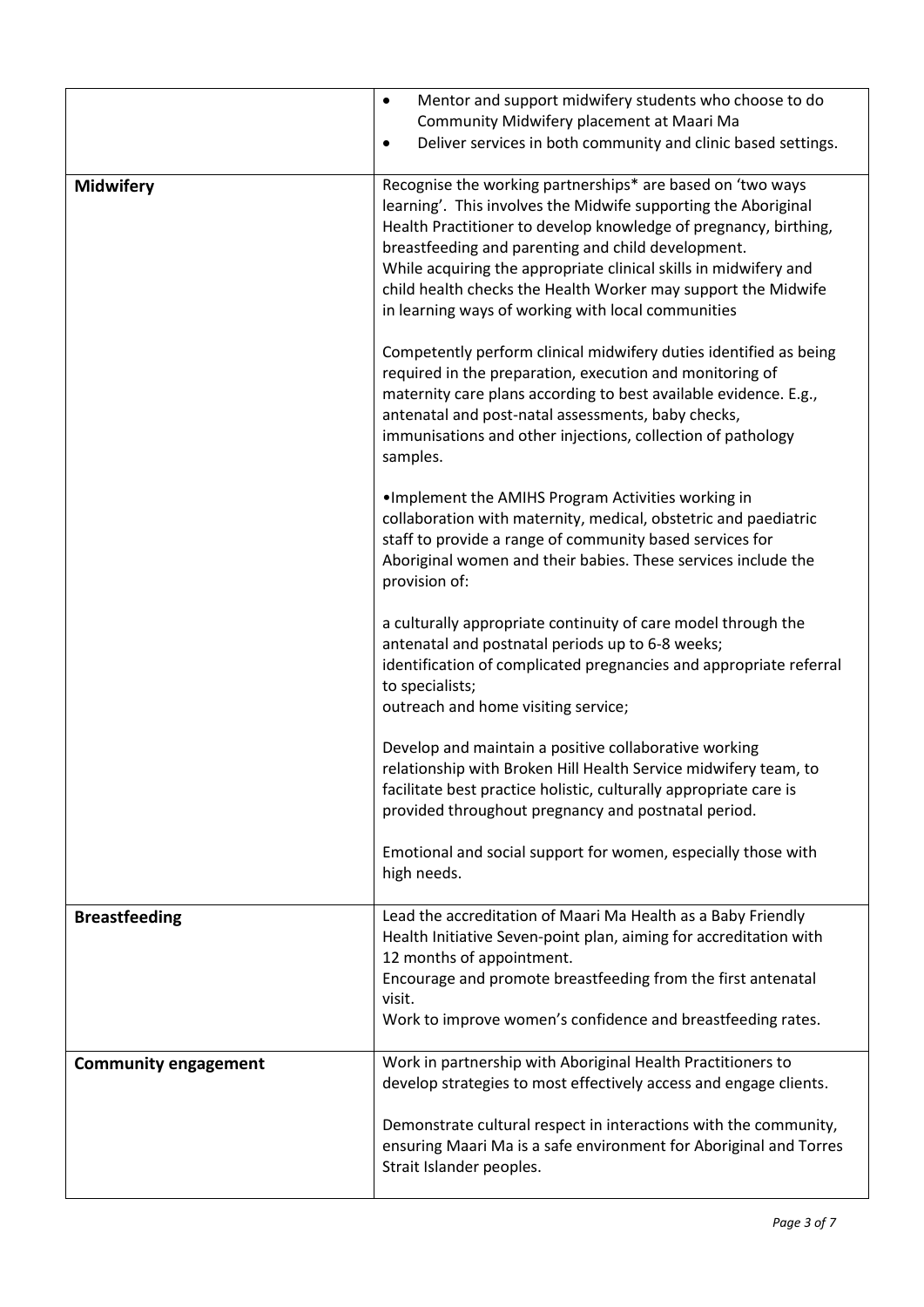| | |
|---|---|
| | • Mentor and support midwifery students who choose to do Community Midwifery placement at Maari Ma<br>• Deliver services in both community and clinic based settings. |
| **Midwifery** | Recognise the working partnerships* are based on 'two ways learning'. This involves the Midwife supporting the Aboriginal Health Practitioner to develop knowledge of pregnancy, birthing, breastfeeding and parenting and child development.<br>While acquiring the appropriate clinical skills in midwifery and child health checks the Health Worker may support the Midwife in learning ways of working with local communities<br><br>Competently perform clinical midwifery duties identified as being required in the preparation, execution and monitoring of maternity care plans according to best available evidence. E.g., antenatal and post-natal assessments, baby checks, immunisations and other injections, collection of pathology samples.<br><br>•Implement the AMIHS Program Activities working in collaboration with maternity, medical, obstetric and paediatric staff to provide a range of community based services for Aboriginal women and their babies. These services include the provision of:<br><br>a culturally appropriate continuity of care model through the antenatal and postnatal periods up to 6-8 weeks;<br>identification of complicated pregnancies and appropriate referral to specialists;<br>outreach and home visiting service;<br><br>Develop and maintain a positive collaborative working relationship with Broken Hill Health Service midwifery team, to facilitate best practice holistic, culturally appropriate care is provided throughout pregnancy and postnatal period.<br><br>Emotional and social support for women, especially those with high needs. |
| **Breastfeeding** | Lead the accreditation of Maari Ma Health as a Baby Friendly Health Initiative Seven-point plan, aiming for accreditation with 12 months of appointment.<br>Encourage and promote breastfeeding from the first antenatal visit.<br>Work to improve women's confidence and breastfeeding rates. |
| **Community engagement** | Work in partnership with Aboriginal Health Practitioners to develop strategies to most effectively access and engage clients.<br><br>Demonstrate cultural respect in interactions with the community, ensuring Maari Ma is a safe environment for Aboriginal and Torres Strait Islander peoples. |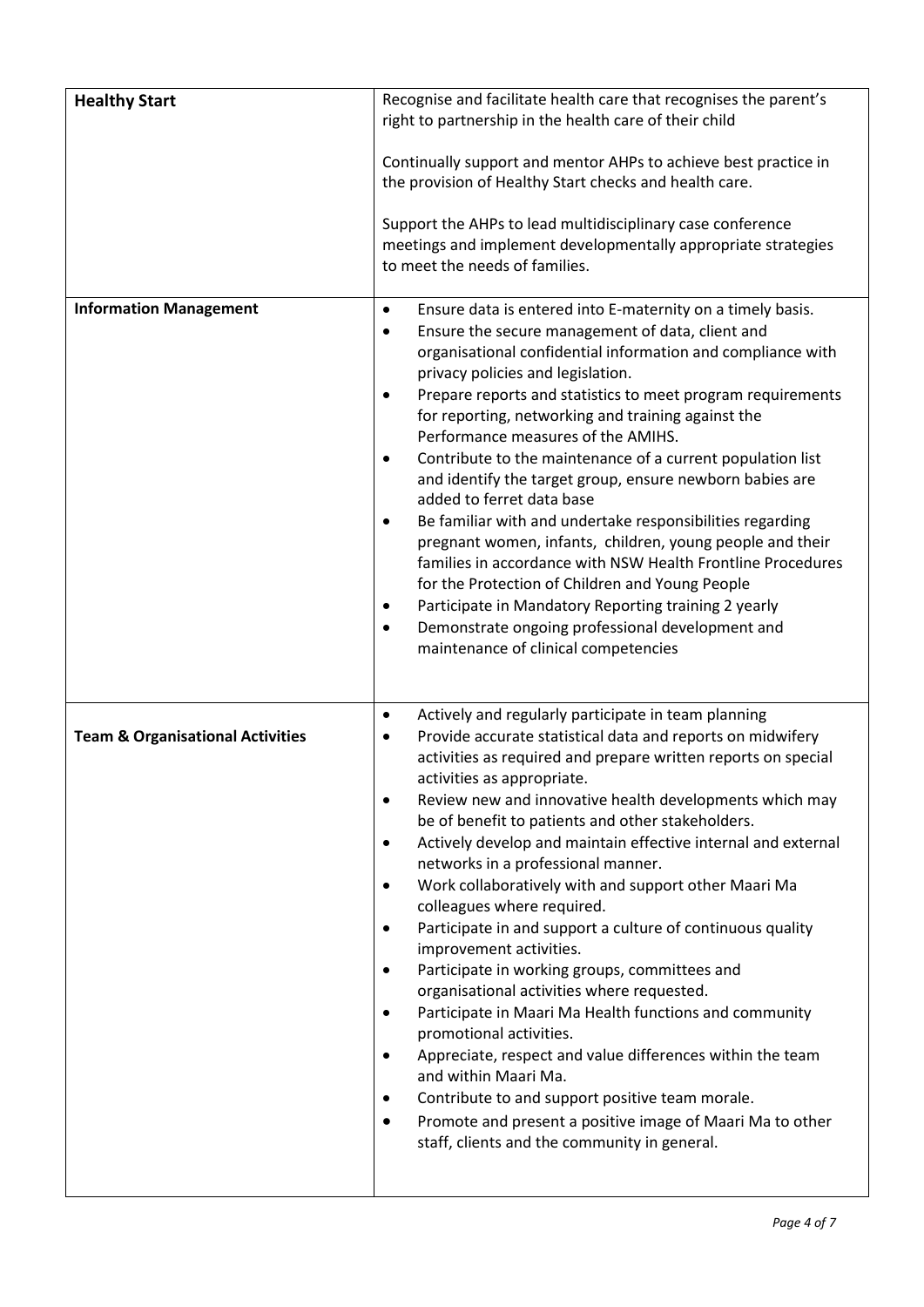| | |
|---|---|
| **Healthy Start** | Recognise and facilitate health care that recognises the parent's right to partnership in the health care of their child<br><br>Continually support and mentor AHPs to achieve best practice in the provision of Healthy Start checks and health care.<br><br>Support the AHPs to lead multidisciplinary case conference meetings and implement developmentally appropriate strategies to meet the needs of families. |
| **Information Management** | • Ensure data is entered into E-maternity on a timely basis.<br>• Ensure the secure management of data, client and organisational confidential information and compliance with privacy policies and legislation.<br>• Prepare reports and statistics to meet program requirements for reporting, networking and training against the Performance measures of the AMIHS.<br>• Contribute to the maintenance of a current population list and identify the target group, ensure newborn babies are added to ferret data base<br>• Be familiar with and undertake responsibilities regarding pregnant women, infants, children, young people and their families in accordance with NSW Health Frontline Procedures for the Protection of Children and Young People<br>• Participate in Mandatory Reporting training 2 yearly<br>• Demonstrate ongoing professional development and maintenance of clinical competencies |
| **Team & Organisational Activities** | • Actively and regularly participate in team planning<br>• Provide accurate statistical data and reports on midwifery activities as required and prepare written reports on special activities as appropriate.<br>• Review new and innovative health developments which may be of benefit to patients and other stakeholders.<br>• Actively develop and maintain effective internal and external networks in a professional manner.<br>• Work collaboratively with and support other Maari Ma colleagues where required.<br>• Participate in and support a culture of continuous quality improvement activities.<br>• Participate in working groups, committees and organisational activities where requested.<br>• Participate in Maari Ma Health functions and community promotional activities.<br>• Appreciate, respect and value differences within the team and within Maari Ma.<br>• Contribute to and support positive team morale.<br>• Promote and present a positive image of Maari Ma to other staff, clients and the community in general. |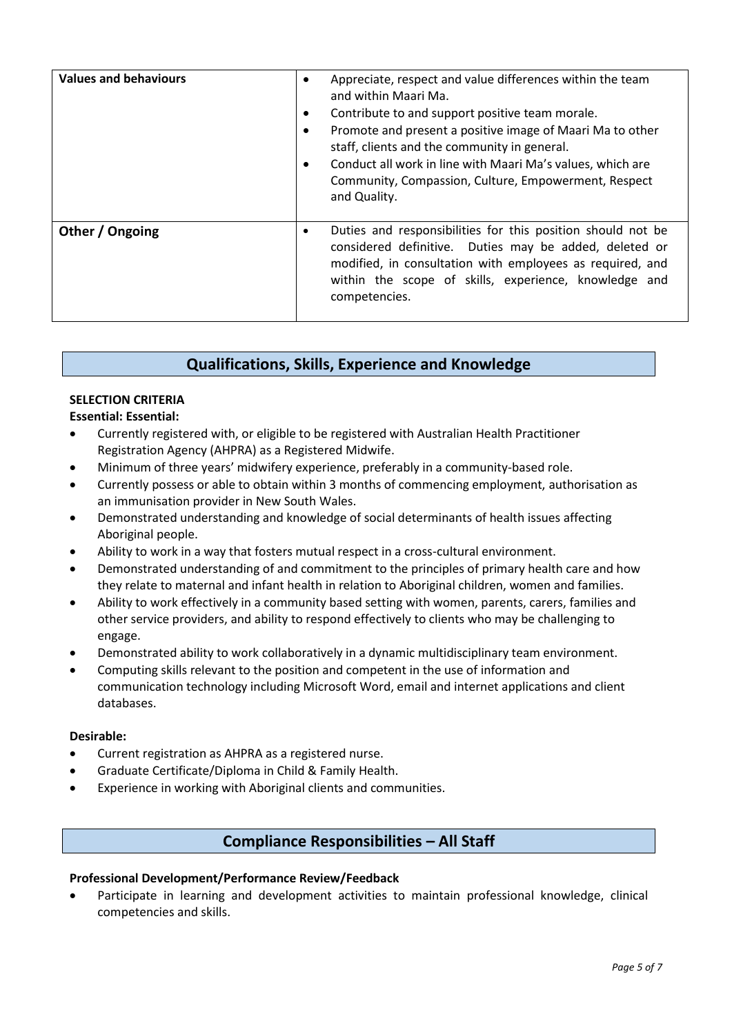| | |
|---|---|
| **Values and behaviours** | • Appreciate, respect and value differences within the team and within Maari Ma.<br>• Contribute to and support positive team morale.<br>• Promote and present a positive image of Maari Ma to other staff, clients and the community in general.<br>• Conduct all work in line with Maari Ma's values, which are Community, Compassion, Culture, Empowerment, Respect and Quality. |
| **Other / Ongoing** | • Duties and responsibilities for this position should not be considered definitive. Duties may be added, deleted or modified, in consultation with employees as required, and within the scope of skills, experience, knowledge and competencies. |

## Qualifications, Skills, Experience and Knowledge

**SELECTION CRITERIA**

**Essential: Essential:**

- Currently registered with, or eligible to be registered with Australian Health Practitioner Registration Agency (AHPRA) as a Registered Midwife.
- Minimum of three years' midwifery experience, preferably in a community-based role.
- Currently possess or able to obtain within 3 months of commencing employment, authorisation as an immunisation provider in New South Wales.
- Demonstrated understanding and knowledge of social determinants of health issues affecting Aboriginal people.
- Ability to work in a way that fosters mutual respect in a cross-cultural environment.
- Demonstrated understanding of and commitment to the principles of primary health care and how they relate to maternal and infant health in relation to Aboriginal children, women and families.
- Ability to work effectively in a community based setting with women, parents, carers, families and other service providers, and ability to respond effectively to clients who may be challenging to engage.
- Demonstrated ability to work collaboratively in a dynamic multidisciplinary team environment.
- Computing skills relevant to the position and competent in the use of information and communication technology including Microsoft Word, email and internet applications and client databases.

**Desirable:**

- Current registration as AHPRA as a registered nurse.
- Graduate Certificate/Diploma in Child & Family Health.
- Experience in working with Aboriginal clients and communities.

## Compliance Responsibilities – All Staff

**Professional Development/Performance Review/Feedback**

- Participate in learning and development activities to maintain professional knowledge, clinical competencies and skills.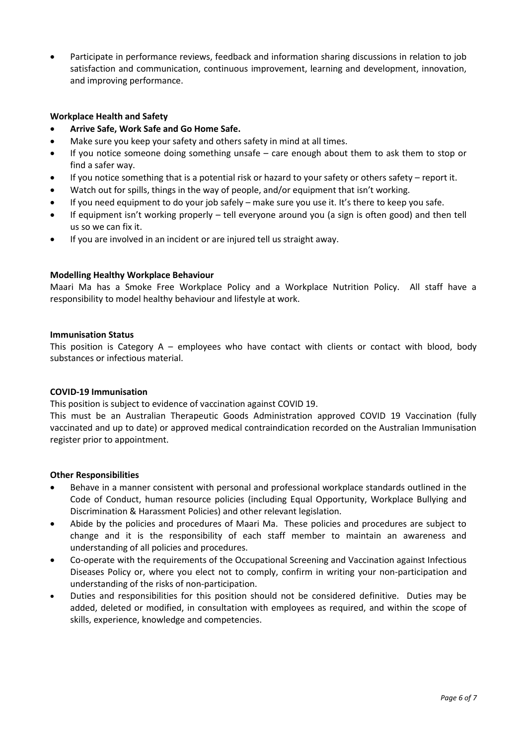- Participate in performance reviews, feedback and information sharing discussions in relation to job satisfaction and communication, continuous improvement, learning and development, innovation, and improving performance.

**Workplace Health and Safety**

- **Arrive Safe, Work Safe and Go Home Safe.**
- Make sure you keep your safety and others safety in mind at all times.
- If you notice someone doing something unsafe – care enough about them to ask them to stop or find a safer way.
- If you notice something that is a potential risk or hazard to your safety or others safety – report it.
- Watch out for spills, things in the way of people, and/or equipment that isn't working.
- If you need equipment to do your job safely – make sure you use it. It's there to keep you safe.
- If equipment isn't working properly – tell everyone around you (a sign is often good) and then tell us so we can fix it.
- If you are involved in an incident or are injured tell us straight away.

**Modelling Healthy Workplace Behaviour**

Maari Ma has a Smoke Free Workplace Policy and a Workplace Nutrition Policy. All staff have a responsibility to model healthy behaviour and lifestyle at work.

**Immunisation Status**

This position is Category A – employees who have contact with clients or contact with blood, body substances or infectious material.

**COVID-19 Immunisation**

This position is subject to evidence of vaccination against COVID 19.

This must be an Australian Therapeutic Goods Administration approved COVID 19 Vaccination (fully vaccinated and up to date) or approved medical contraindication recorded on the Australian Immunisation register prior to appointment.

**Other Responsibilities**

- Behave in a manner consistent with personal and professional workplace standards outlined in the Code of Conduct, human resource policies (including Equal Opportunity, Workplace Bullying and Discrimination & Harassment Policies) and other relevant legislation.
- Abide by the policies and procedures of Maari Ma. These policies and procedures are subject to change and it is the responsibility of each staff member to maintain an awareness and understanding of all policies and procedures.
- Co-operate with the requirements of the Occupational Screening and Vaccination against Infectious Diseases Policy or, where you elect not to comply, confirm in writing your non-participation and understanding of the risks of non-participation.
- Duties and responsibilities for this position should not be considered definitive. Duties may be added, deleted or modified, in consultation with employees as required, and within the scope of skills, experience, knowledge and competencies.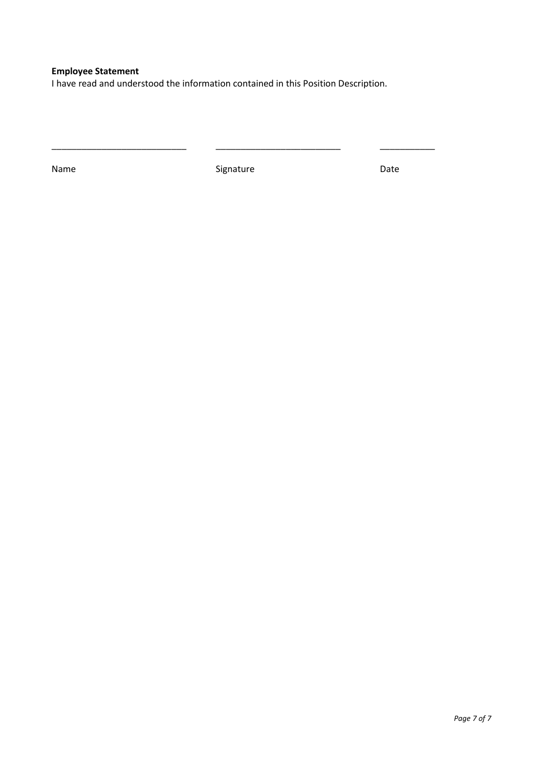**Employee Statement**

I have read and understood the information contained in this Position Description.

___________________________ &nbsp;&nbsp;&nbsp;&nbsp; _________________________ &nbsp;&nbsp;&nbsp;&nbsp; ___________

Name &nbsp;&nbsp;&nbsp;&nbsp;&nbsp;&nbsp;&nbsp;&nbsp;&nbsp;&nbsp;&nbsp;&nbsp;&nbsp;&nbsp;&nbsp;&nbsp;&nbsp;&nbsp;&nbsp;&nbsp;&nbsp;&nbsp;&nbsp;&nbsp;&nbsp;&nbsp;&nbsp;&nbsp;&nbsp;&nbsp; Signature &nbsp;&nbsp;&nbsp;&nbsp;&nbsp;&nbsp;&nbsp;&nbsp;&nbsp;&nbsp;&nbsp;&nbsp;&nbsp;&nbsp;&nbsp;&nbsp;&nbsp;&nbsp;&nbsp;&nbsp;&nbsp;&nbsp;&nbsp;&nbsp; Date